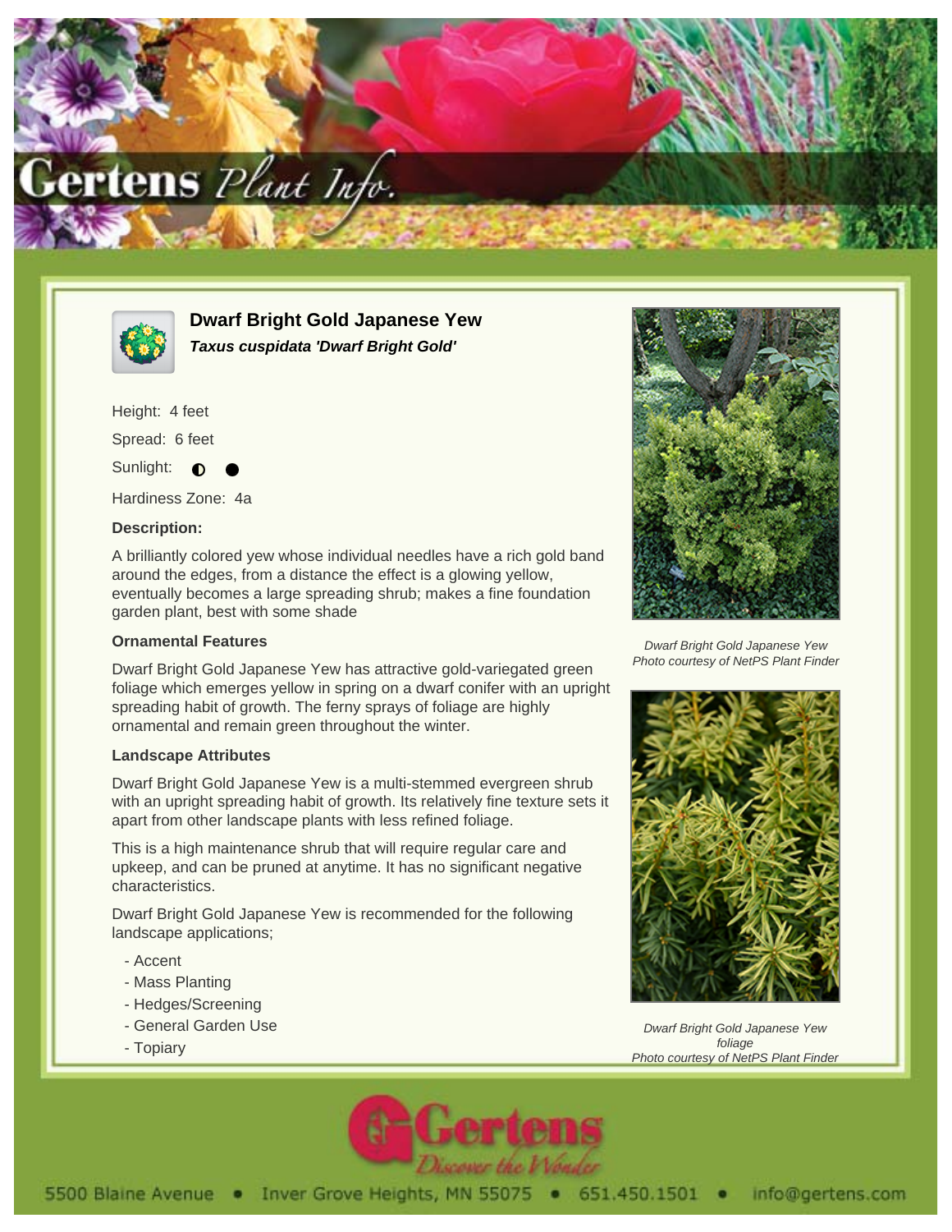Gertens Plant Info.

# Dwarf Bright Gold Japanese Yew

***Taxus cuspidata 'Dwarf Bright Gold'***

Height: 4 feet

Spread: 6 feet

Sunlight: ◐ ●

Hardiness Zone: 4a

### Description:

A brilliantly colored yew whose individual needles have a rich gold band around the edges, from a distance the effect is a glowing yellow, eventually becomes a large spreading shrub; makes a fine foundation garden plant, best with some shade

### Ornamental Features

Dwarf Bright Gold Japanese Yew has attractive gold-variegated green foliage which emerges yellow in spring on a dwarf conifer with an upright spreading habit of growth. The ferny sprays of foliage are highly ornamental and remain green throughout the winter.

### Landscape Attributes

Dwarf Bright Gold Japanese Yew is a multi-stemmed evergreen shrub with an upright spreading habit of growth. Its relatively fine texture sets it apart from other landscape plants with less refined foliage.

This is a high maintenance shrub that will require regular care and upkeep, and can be pruned at anytime. It has no significant negative characteristics.

Dwarf Bright Gold Japanese Yew is recommended for the following landscape applications;

- Accent
- Mass Planting
- Hedges/Screening
- General Garden Use
- Topiary

*Dwarf Bright Gold Japanese Yew*
*Photo courtesy of NetPS Plant Finder*

*Dwarf Bright Gold Japanese Yew foliage*
*Photo courtesy of NetPS Plant Finder*

Gertens
Discover the Wonder

5500 Blaine Avenue • Inver Grove Heights, MN 55075 • 651.450.1501 • info@gertens.com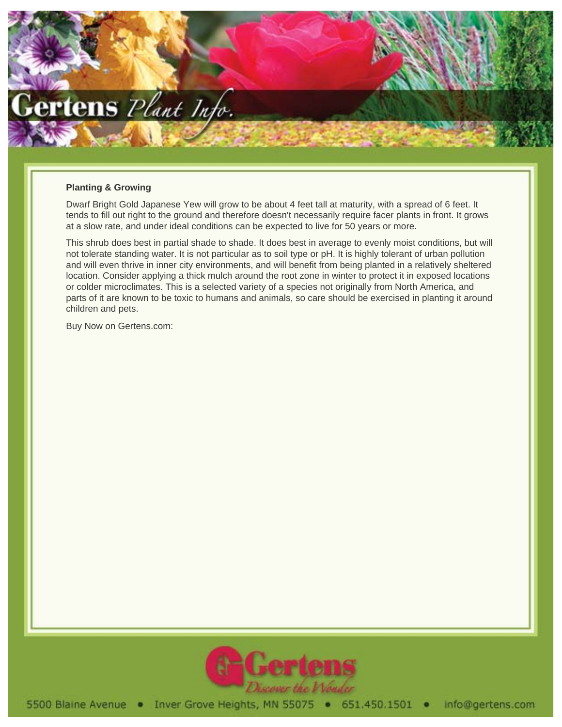**Planting & Growing**

Dwarf Bright Gold Japanese Yew will grow to be about 4 feet tall at maturity, with a spread of 6 feet. It tends to fill out right to the ground and therefore doesn't necessarily require facer plants in front. It grows at a slow rate, and under ideal conditions can be expected to live for 50 years or more.

This shrub does best in partial shade to shade. It does best in average to evenly moist conditions, but will not tolerate standing water. It is not particular as to soil type or pH. It is highly tolerant of urban pollution and will even thrive in inner city environments, and will benefit from being planted in a relatively sheltered location. Consider applying a thick mulch around the root zone in winter to protect it in exposed locations or colder microclimates. This is a selected variety of a species not originally from North America, and parts of it are known to be toxic to humans and animals, so care should be exercised in planting it around children and pets.

Buy Now on Gertens.com: